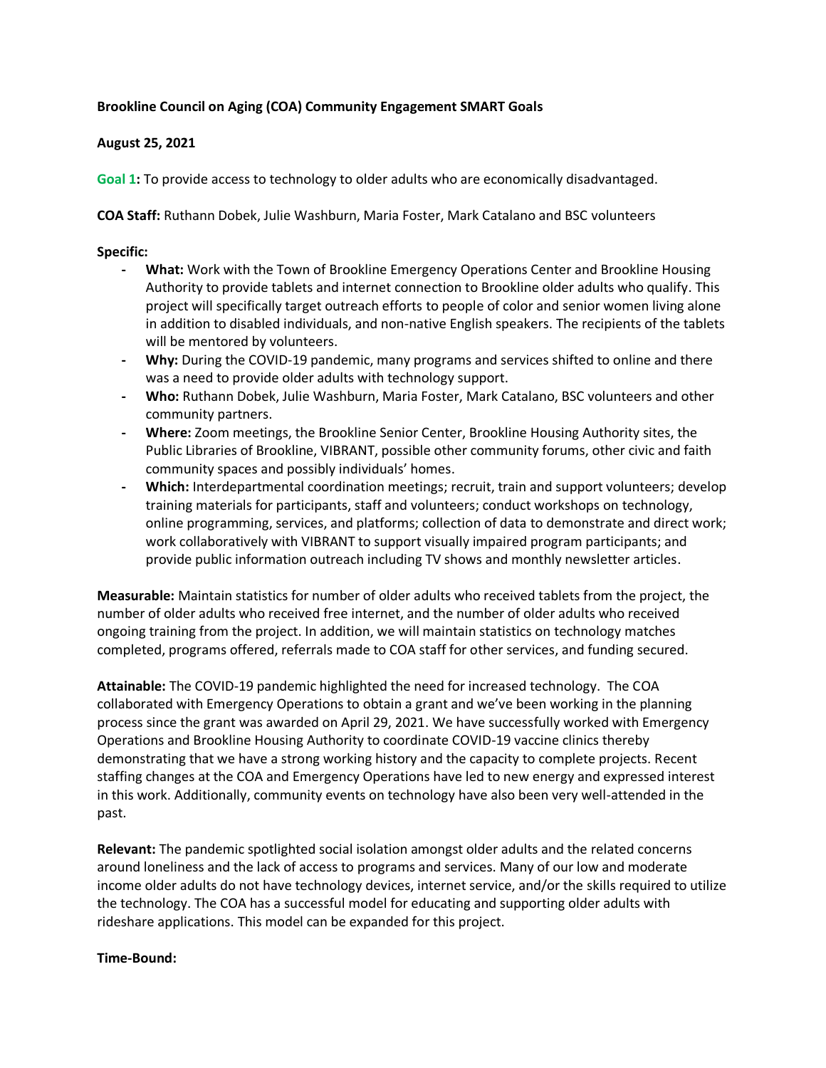**Brookline Council on Aging (COA) Community Engagement SMART Goals**

**August 25, 2021**

**Goal 1:** To provide access to technology to older adults who are economically disadvantaged.

**COA Staff:** Ruthann Dobek, Julie Washburn, Maria Foster, Mark Catalano and BSC volunteers

**Specific:**

- **What:** Work with the Town of Brookline Emergency Operations Center and Brookline Housing Authority to provide tablets and internet connection to Brookline older adults who qualify. This project will specifically target outreach efforts to people of color and senior women living alone in addition to disabled individuals, and non-native English speakers. The recipients of the tablets will be mentored by volunteers.
- **Why:** During the COVID-19 pandemic, many programs and services shifted to online and there was a need to provide older adults with technology support.
- **Who:** Ruthann Dobek, Julie Washburn, Maria Foster, Mark Catalano, BSC volunteers and other community partners.
- **Where:** Zoom meetings, the Brookline Senior Center, Brookline Housing Authority sites, the Public Libraries of Brookline, VIBRANT, possible other community forums, other civic and faith community spaces and possibly individuals' homes.
- **Which:** Interdepartmental coordination meetings; recruit, train and support volunteers; develop training materials for participants, staff and volunteers; conduct workshops on technology, online programming, services, and platforms; collection of data to demonstrate and direct work; work collaboratively with VIBRANT to support visually impaired program participants; and provide public information outreach including TV shows and monthly newsletter articles.

**Measurable:** Maintain statistics for number of older adults who received tablets from the project, the number of older adults who received free internet, and the number of older adults who received ongoing training from the project. In addition, we will maintain statistics on technology matches completed, programs offered, referrals made to COA staff for other services, and funding secured.

**Attainable:** The COVID-19 pandemic highlighted the need for increased technology. The COA collaborated with Emergency Operations to obtain a grant and we've been working in the planning process since the grant was awarded on April 29, 2021. We have successfully worked with Emergency Operations and Brookline Housing Authority to coordinate COVID-19 vaccine clinics thereby demonstrating that we have a strong working history and the capacity to complete projects. Recent staffing changes at the COA and Emergency Operations have led to new energy and expressed interest in this work. Additionally, community events on technology have also been very well-attended in the past.

**Relevant:** The pandemic spotlighted social isolation amongst older adults and the related concerns around loneliness and the lack of access to programs and services. Many of our low and moderate income older adults do not have technology devices, internet service, and/or the skills required to utilize the technology. The COA has a successful model for educating and supporting older adults with rideshare applications. This model can be expanded for this project.

**Time-Bound:**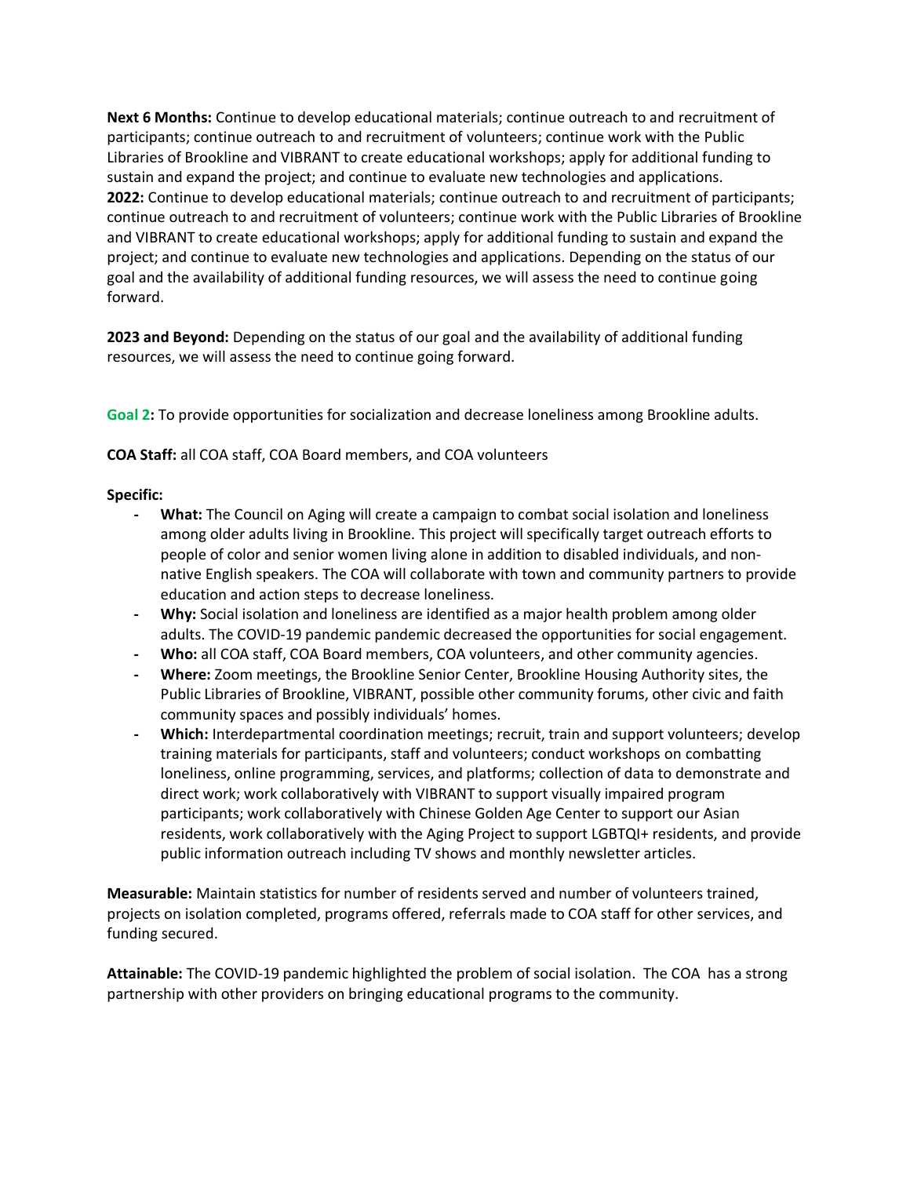**Next 6 Months:** Continue to develop educational materials; continue outreach to and recruitment of participants; continue outreach to and recruitment of volunteers; continue work with the Public Libraries of Brookline and VIBRANT to create educational workshops; apply for additional funding to sustain and expand the project; and continue to evaluate new technologies and applications.
**2022:** Continue to develop educational materials; continue outreach to and recruitment of participants; continue outreach to and recruitment of volunteers; continue work with the Public Libraries of Brookline and VIBRANT to create educational workshops; apply for additional funding to sustain and expand the project; and continue to evaluate new technologies and applications. Depending on the status of our goal and the availability of additional funding resources, we will assess the need to continue going forward.

**2023 and Beyond:** Depending on the status of our goal and the availability of additional funding resources, we will assess the need to continue going forward.

**Goal 2:** To provide opportunities for socialization and decrease loneliness among Brookline adults.

**COA Staff:** all COA staff, COA Board members, and COA volunteers

**Specific:**

- **What:** The Council on Aging will create a campaign to combat social isolation and loneliness among older adults living in Brookline. This project will specifically target outreach efforts to people of color and senior women living alone in addition to disabled individuals, and non-native English speakers. The COA will collaborate with town and community partners to provide education and action steps to decrease loneliness.
- **Why:** Social isolation and loneliness are identified as a major health problem among older adults. The COVID-19 pandemic pandemic decreased the opportunities for social engagement.
- **Who:** all COA staff, COA Board members, COA volunteers, and other community agencies.
- **Where:** Zoom meetings, the Brookline Senior Center, Brookline Housing Authority sites, the Public Libraries of Brookline, VIBRANT, possible other community forums, other civic and faith community spaces and possibly individuals' homes.
- **Which:** Interdepartmental coordination meetings; recruit, train and support volunteers; develop training materials for participants, staff and volunteers; conduct workshops on combatting loneliness, online programming, services, and platforms; collection of data to demonstrate and direct work; work collaboratively with VIBRANT to support visually impaired program participants; work collaboratively with Chinese Golden Age Center to support our Asian residents, work collaboratively with the Aging Project to support LGBTQI+ residents, and provide public information outreach including TV shows and monthly newsletter articles.

**Measurable:** Maintain statistics for number of residents served and number of volunteers trained, projects on isolation completed, programs offered, referrals made to COA staff for other services, and funding secured.

**Attainable:** The COVID-19 pandemic highlighted the problem of social isolation. The COA has a strong partnership with other providers on bringing educational programs to the community.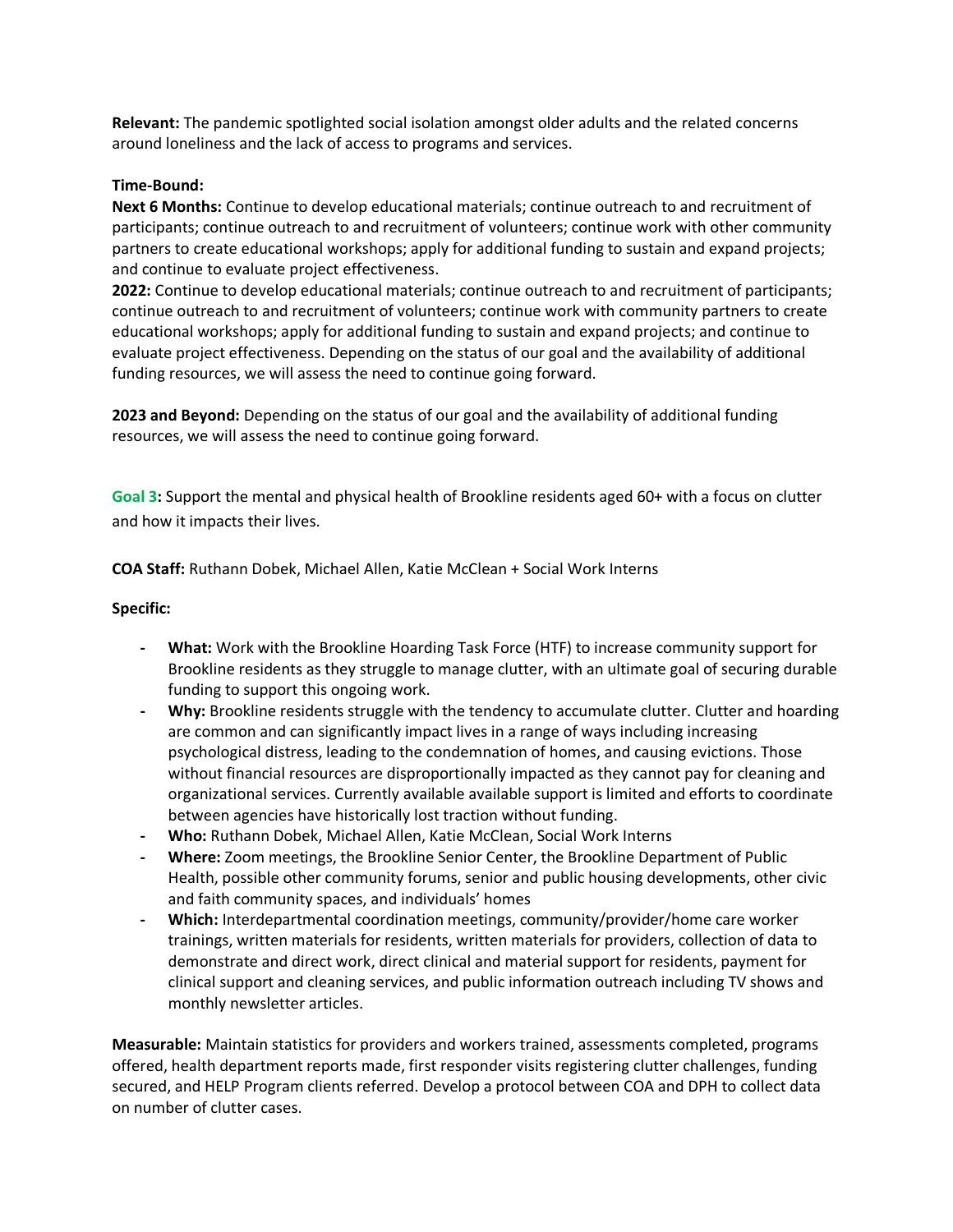**Relevant:** The pandemic spotlighted social isolation amongst older adults and the related concerns around loneliness and the lack of access to programs and services.

**Time-Bound:**
**Next 6 Months:** Continue to develop educational materials; continue outreach to and recruitment of participants; continue outreach to and recruitment of volunteers; continue work with other community partners to create educational workshops; apply for additional funding to sustain and expand projects; and continue to evaluate project effectiveness.
**2022:** Continue to develop educational materials; continue outreach to and recruitment of participants; continue outreach to and recruitment of volunteers; continue work with community partners to create educational workshops; apply for additional funding to sustain and expand projects; and continue to evaluate project effectiveness. Depending on the status of our goal and the availability of additional funding resources, we will assess the need to continue going forward.

**2023 and Beyond:** Depending on the status of our goal and the availability of additional funding resources, we will assess the need to continue going forward.

**Goal 3:** Support the mental and physical health of Brookline residents aged 60+ with a focus on clutter and how it impacts their lives.

**COA Staff:** Ruthann Dobek, Michael Allen, Katie McClean + Social Work Interns

**Specific:**

- **What:** Work with the Brookline Hoarding Task Force (HTF) to increase community support for Brookline residents as they struggle to manage clutter, with an ultimate goal of securing durable funding to support this ongoing work.
- **Why:** Brookline residents struggle with the tendency to accumulate clutter. Clutter and hoarding are common and can significantly impact lives in a range of ways including increasing psychological distress, leading to the condemnation of homes, and causing evictions. Those without financial resources are disproportionally impacted as they cannot pay for cleaning and organizational services. Currently available available support is limited and efforts to coordinate between agencies have historically lost traction without funding.
- **Who:** Ruthann Dobek, Michael Allen, Katie McClean, Social Work Interns
- **Where:** Zoom meetings, the Brookline Senior Center, the Brookline Department of Public Health, possible other community forums, senior and public housing developments, other civic and faith community spaces, and individuals' homes
- **Which:** Interdepartmental coordination meetings, community/provider/home care worker trainings, written materials for residents, written materials for providers, collection of data to demonstrate and direct work, direct clinical and material support for residents, payment for clinical support and cleaning services, and public information outreach including TV shows and monthly newsletter articles.

**Measurable:** Maintain statistics for providers and workers trained, assessments completed, programs offered, health department reports made, first responder visits registering clutter challenges, funding secured, and HELP Program clients referred. Develop a protocol between COA and DPH to collect data on number of clutter cases.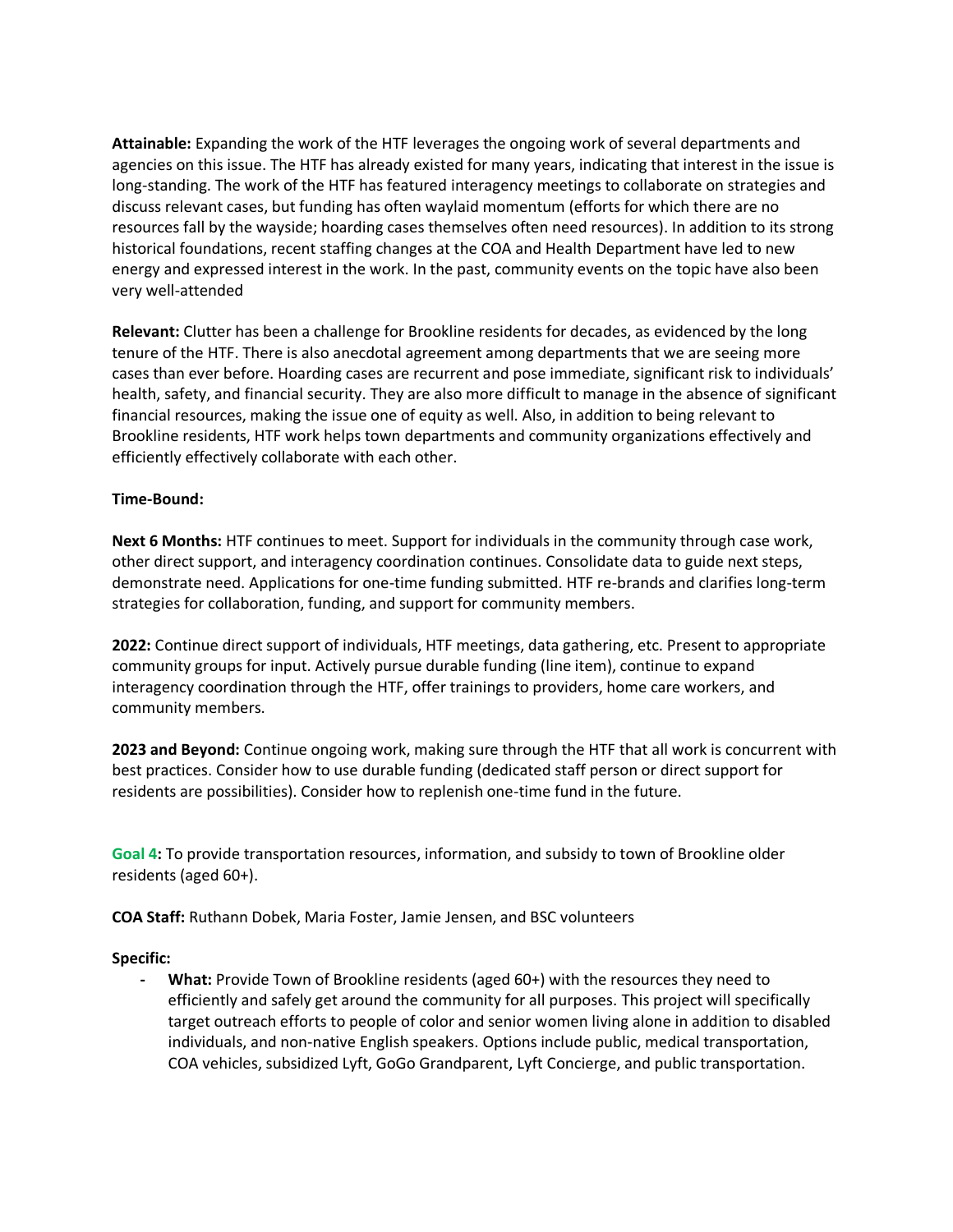**Attainable:** Expanding the work of the HTF leverages the ongoing work of several departments and agencies on this issue. The HTF has already existed for many years, indicating that interest in the issue is long-standing. The work of the HTF has featured interagency meetings to collaborate on strategies and discuss relevant cases, but funding has often waylaid momentum (efforts for which there are no resources fall by the wayside; hoarding cases themselves often need resources). In addition to its strong historical foundations, recent staffing changes at the COA and Health Department have led to new energy and expressed interest in the work. In the past, community events on the topic have also been very well-attended

**Relevant:** Clutter has been a challenge for Brookline residents for decades, as evidenced by the long tenure of the HTF. There is also anecdotal agreement among departments that we are seeing more cases than ever before. Hoarding cases are recurrent and pose immediate, significant risk to individuals' health, safety, and financial security. They are also more difficult to manage in the absence of significant financial resources, making the issue one of equity as well. Also, in addition to being relevant to Brookline residents, HTF work helps town departments and community organizations effectively and efficiently effectively collaborate with each other.

**Time-Bound:**

**Next 6 Months:** HTF continues to meet. Support for individuals in the community through case work, other direct support, and interagency coordination continues. Consolidate data to guide next steps, demonstrate need. Applications for one-time funding submitted. HTF re-brands and clarifies long-term strategies for collaboration, funding, and support for community members.

**2022:** Continue direct support of individuals, HTF meetings, data gathering, etc. Present to appropriate community groups for input. Actively pursue durable funding (line item), continue to expand interagency coordination through the HTF, offer trainings to providers, home care workers, and community members.

**2023 and Beyond:** Continue ongoing work, making sure through the HTF that all work is concurrent with best practices. Consider how to use durable funding (dedicated staff person or direct support for residents are possibilities). Consider how to replenish one-time fund in the future.

**Goal 4:** To provide transportation resources, information, and subsidy to town of Brookline older residents (aged 60+).

**COA Staff:** Ruthann Dobek, Maria Foster, Jamie Jensen, and BSC volunteers

**Specific:**

- **What:** Provide Town of Brookline residents (aged 60+) with the resources they need to efficiently and safely get around the community for all purposes. This project will specifically target outreach efforts to people of color and senior women living alone in addition to disabled individuals, and non-native English speakers. Options include public, medical transportation, COA vehicles, subsidized Lyft, GoGo Grandparent, Lyft Concierge, and public transportation.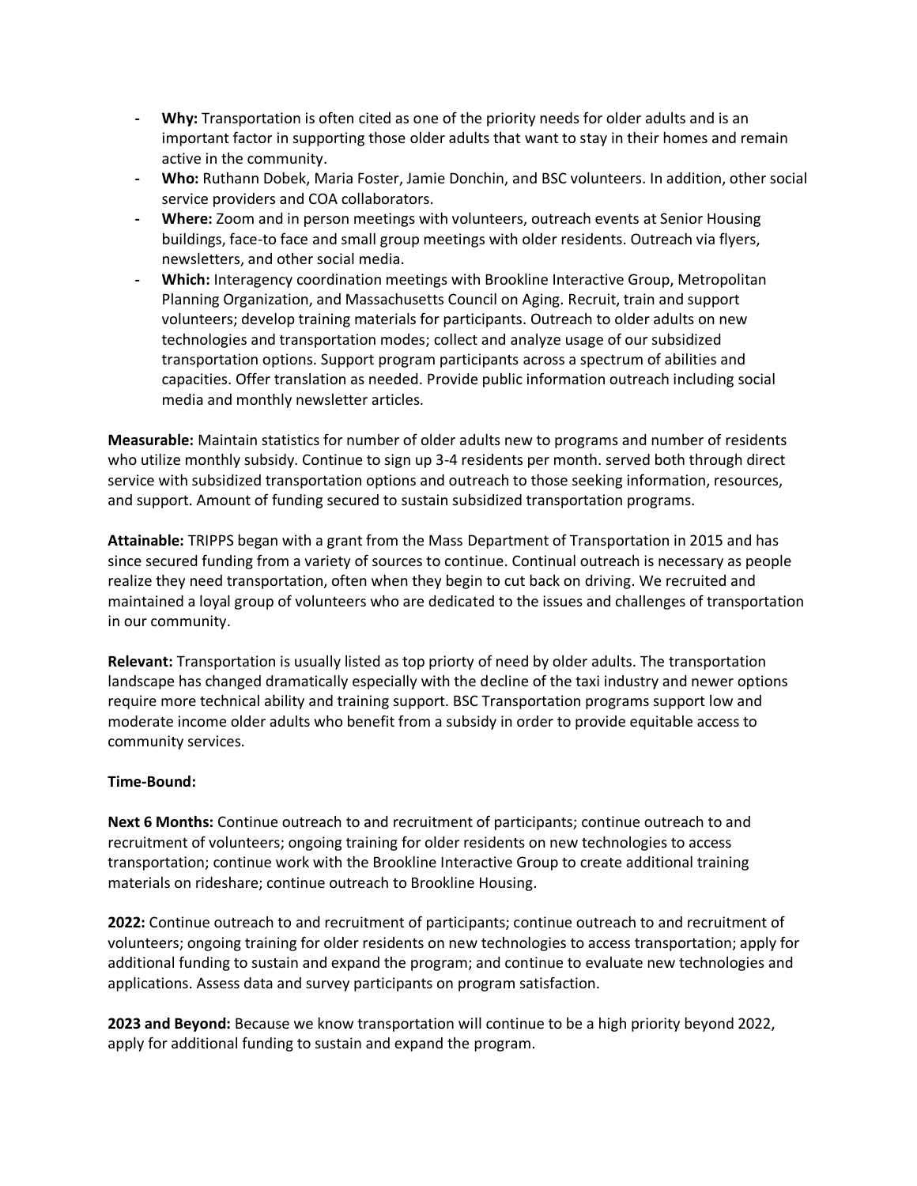- **Why:** Transportation is often cited as one of the priority needs for older adults and is an important factor in supporting those older adults that want to stay in their homes and remain active in the community.
- **Who:** Ruthann Dobek, Maria Foster, Jamie Donchin, and BSC volunteers. In addition, other social service providers and COA collaborators.
- **Where:** Zoom and in person meetings with volunteers, outreach events at Senior Housing buildings, face-to face and small group meetings with older residents. Outreach via flyers, newsletters, and other social media.
- **Which:** Interagency coordination meetings with Brookline Interactive Group, Metropolitan Planning Organization, and Massachusetts Council on Aging. Recruit, train and support volunteers; develop training materials for participants. Outreach to older adults on new technologies and transportation modes; collect and analyze usage of our subsidized transportation options. Support program participants across a spectrum of abilities and capacities. Offer translation as needed. Provide public information outreach including social media and monthly newsletter articles.

**Measurable:** Maintain statistics for number of older adults new to programs and number of residents who utilize monthly subsidy. Continue to sign up 3-4 residents per month. served both through direct service with subsidized transportation options and outreach to those seeking information, resources, and support. Amount of funding secured to sustain subsidized transportation programs.

**Attainable:** TRIPPS began with a grant from the Mass Department of Transportation in 2015 and has since secured funding from a variety of sources to continue. Continual outreach is necessary as people realize they need transportation, often when they begin to cut back on driving. We recruited and maintained a loyal group of volunteers who are dedicated to the issues and challenges of transportation in our community.

**Relevant:** Transportation is usually listed as top priorty of need by older adults. The transportation landscape has changed dramatically especially with the decline of the taxi industry and newer options require more technical ability and training support. BSC Transportation programs support low and moderate income older adults who benefit from a subsidy in order to provide equitable access to community services.

**Time-Bound:**

**Next 6 Months:** Continue outreach to and recruitment of participants; continue outreach to and recruitment of volunteers; ongoing training for older residents on new technologies to access transportation; continue work with the Brookline Interactive Group to create additional training materials on rideshare; continue outreach to Brookline Housing.

**2022:** Continue outreach to and recruitment of participants; continue outreach to and recruitment of volunteers; ongoing training for older residents on new technologies to access transportation; apply for additional funding to sustain and expand the program; and continue to evaluate new technologies and applications. Assess data and survey participants on program satisfaction.

**2023 and Beyond:** Because we know transportation will continue to be a high priority beyond 2022, apply for additional funding to sustain and expand the program.